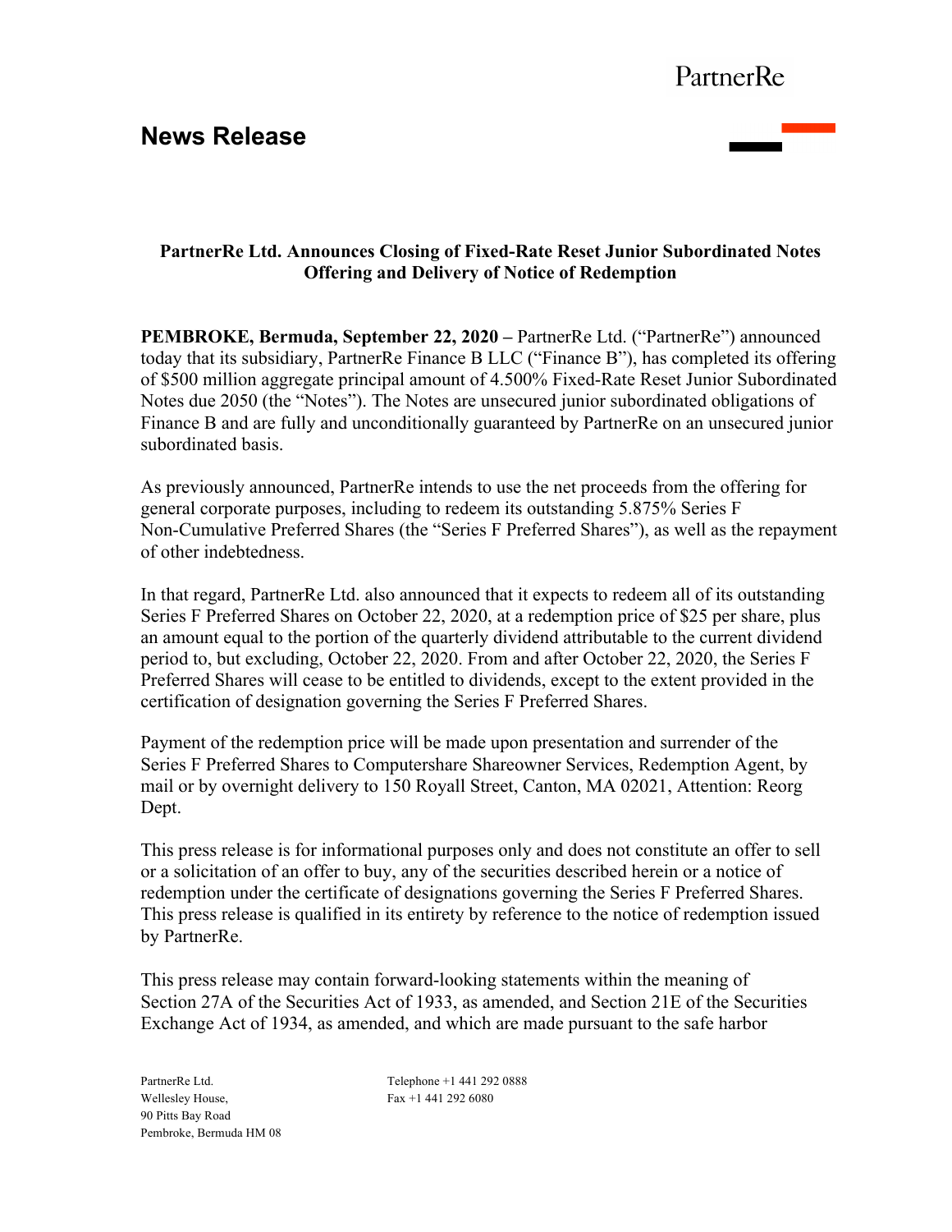PartnerRe

# News Release

**PartnerRe Ltd. Announces Closing of Fixed-Rate Reset Junior Subordinated Notes Offering and Delivery of Notice of Redemption**

**PEMBROKE, Bermuda, September 22, 2020 –** PartnerRe Ltd. ("PartnerRe") announced today that its subsidiary, PartnerRe Finance B LLC ("Finance B"), has completed its offering of $500 million aggregate principal amount of 4.500% Fixed-Rate Reset Junior Subordinated Notes due 2050 (the "Notes"). The Notes are unsecured junior subordinated obligations of Finance B and are fully and unconditionally guaranteed by PartnerRe on an unsecured junior subordinated basis.

As previously announced, PartnerRe intends to use the net proceeds from the offering for general corporate purposes, including to redeem its outstanding 5.875% Series F Non-Cumulative Preferred Shares (the "Series F Preferred Shares"), as well as the repayment of other indebtedness.

In that regard, PartnerRe Ltd. also announced that it expects to redeem all of its outstanding Series F Preferred Shares on October 22, 2020, at a redemption price of $25 per share, plus an amount equal to the portion of the quarterly dividend attributable to the current dividend period to, but excluding, October 22, 2020. From and after October 22, 2020, the Series F Preferred Shares will cease to be entitled to dividends, except to the extent provided in the certification of designation governing the Series F Preferred Shares.

Payment of the redemption price will be made upon presentation and surrender of the Series F Preferred Shares to Computershare Shareowner Services, Redemption Agent, by mail or by overnight delivery to 150 Royall Street, Canton, MA 02021, Attention: Reorg Dept.

This press release is for informational purposes only and does not constitute an offer to sell or a solicitation of an offer to buy, any of the securities described herein or a notice of redemption under the certificate of designations governing the Series F Preferred Shares. This press release is qualified in its entirety by reference to the notice of redemption issued by PartnerRe.

This press release may contain forward-looking statements within the meaning of Section 27A of the Securities Act of 1933, as amended, and Section 21E of the Securities Exchange Act of 1934, as amended, and which are made pursuant to the safe harbor

PartnerRe Ltd.
Wellesley House,
90 Pitts Bay Road
Pembroke, Bermuda HM 08

Telephone +1 441 292 0888
Fax +1 441 292 6080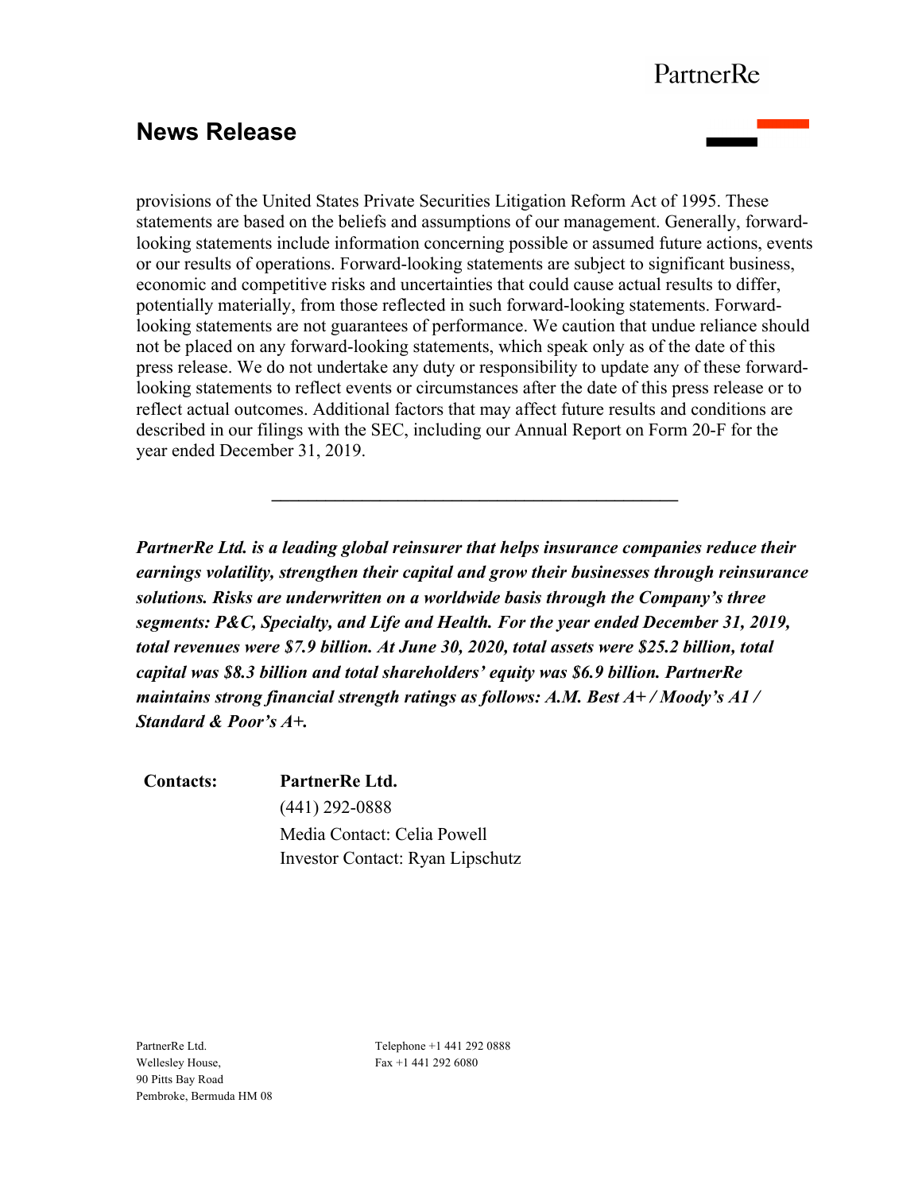# News Release

provisions of the United States Private Securities Litigation Reform Act of 1995. These statements are based on the beliefs and assumptions of our management. Generally, forward-looking statements include information concerning possible or assumed future actions, events or our results of operations. Forward-looking statements are subject to significant business, economic and competitive risks and uncertainties that could cause actual results to differ, potentially materially, from those reflected in such forward-looking statements. Forward-looking statements are not guarantees of performance. We caution that undue reliance should not be placed on any forward-looking statements, which speak only as of the date of this press release. We do not undertake any duty or responsibility to update any of these forward-looking statements to reflect events or circumstances after the date of this press release or to reflect actual outcomes. Additional factors that may affect future results and conditions are described in our filings with the SEC, including our Annual Report on Form 20-F for the year ended December 31, 2019.

---

***PartnerRe Ltd. is a leading global reinsurer that helps insurance companies reduce their earnings volatility, strengthen their capital and grow their businesses through reinsurance solutions. Risks are underwritten on a worldwide basis through the Company's three segments: P&C, Specialty, and Life and Health. For the year ended December 31, 2019, total revenues were $7.9 billion. At June 30, 2020, total assets were $25.2 billion, total capital was $8.3 billion and total shareholders' equity was $6.9 billion. PartnerRe maintains strong financial strength ratings as follows: A.M. Best A+ / Moody's A1 / Standard & Poor's A+.***

**Contacts:** **PartnerRe Ltd.**
(441) 292-0888
Media Contact: Celia Powell
Investor Contact: Ryan Lipschutz

PartnerRe Ltd.
Wellesley House,
90 Pitts Bay Road
Pembroke, Bermuda HM 08

Telephone +1 441 292 0888
Fax +1 441 292 6080